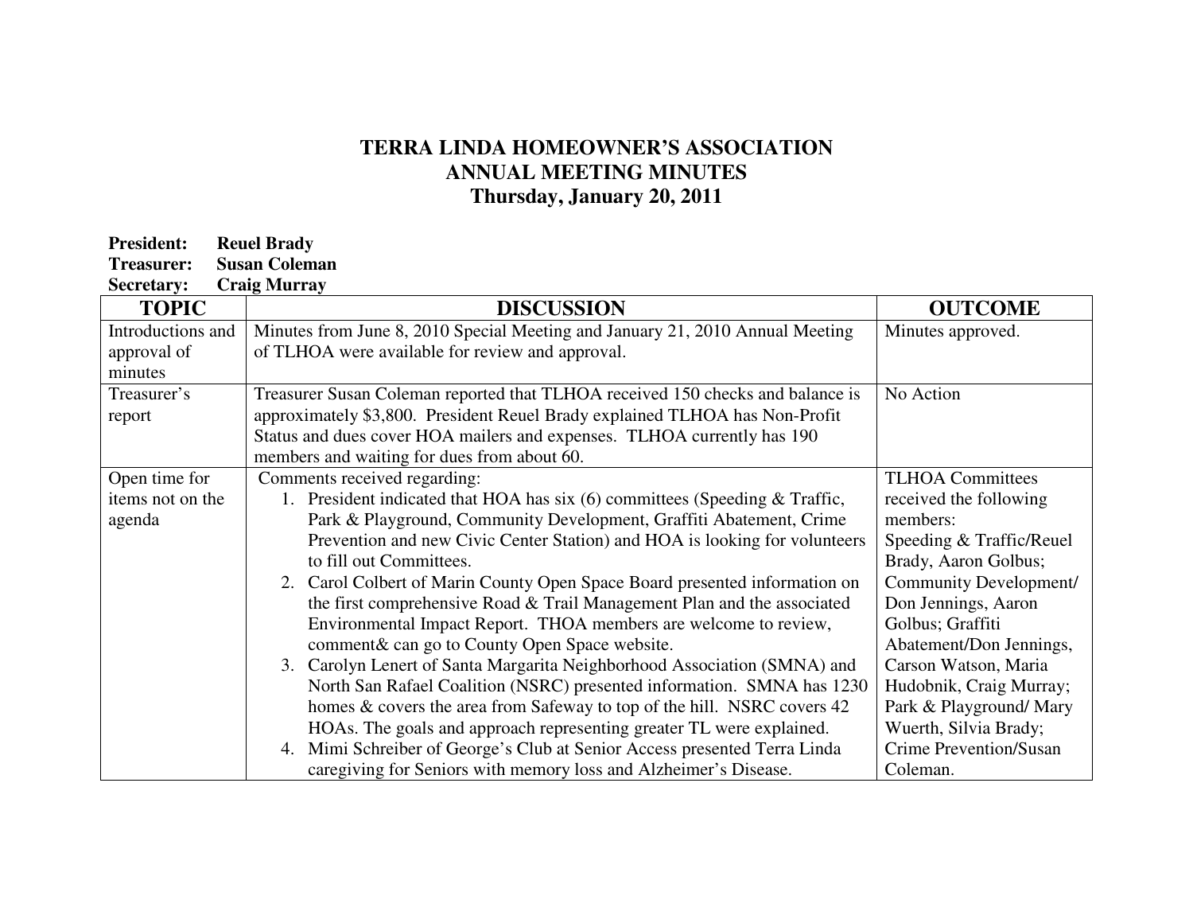# TERRA LINDA HOMEOWNER'S ASSOCIATION
## ANNUAL MEETING MINUTES
### Thursday, January 20, 2011

**President:** **Reuel Brady**
**Treasurer:** **Susan Coleman**
**Secretary:** **Craig Murray**

| TOPIC | DISCUSSION | OUTCOME |
|---|---|---|
| Introductions and approval of minutes | Minutes from June 8, 2010 Special Meeting and January 21, 2010 Annual Meeting of TLHOA were available for review and approval. | Minutes approved. |
| Treasurer's report | Treasurer Susan Coleman reported that TLHOA received 150 checks and balance is approximately $3,800. President Reuel Brady explained TLHOA has Non-Profit Status and dues cover HOA mailers and expenses. TLHOA currently has 190 members and waiting for dues from about 60. | No Action |
| Open time for items not on the agenda | Comments received regarding:<br>1. President indicated that HOA has six (6) committees (Speeding & Traffic, Park & Playground, Community Development, Graffiti Abatement, Crime Prevention and new Civic Center Station) and HOA is looking for volunteers to fill out Committees.<br>2. Carol Colbert of Marin County Open Space Board presented information on the first comprehensive Road & Trail Management Plan and the associated Environmental Impact Report. THOA members are welcome to review, comment& can go to County Open Space website.<br>3. Carolyn Lenert of Santa Margarita Neighborhood Association (SMNA) and North San Rafael Coalition (NSRC) presented information. SMNA has 1230 homes & covers the area from Safeway to top of the hill. NSRC covers 42 HOAs. The goals and approach representing greater TL were explained.<br>4. Mimi Schreiber of George's Club at Senior Access presented Terra Linda caregiving for Seniors with memory loss and Alzheimer's Disease. | TLHOA Committees received the following members:<br>Speeding & Traffic/Reuel Brady, Aaron Golbus;<br>Community Development/ Don Jennings, Aaron Golbus; Graffiti Abatement/Don Jennings, Carson Watson, Maria Hudobnik, Craig Murray;<br>Park & Playground/ Mary Wuerth, Silvia Brady;<br>Crime Prevention/Susan Coleman. |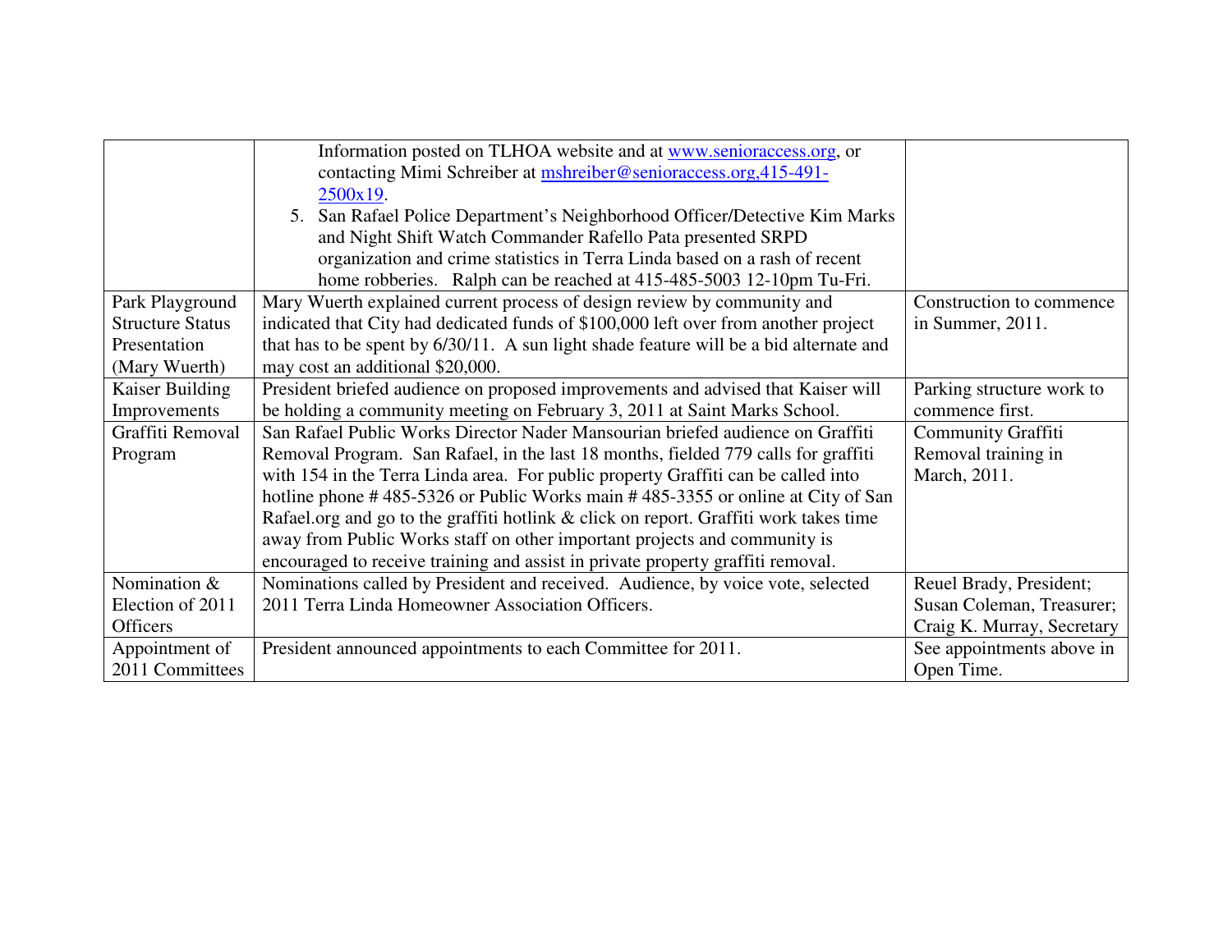| | | |
|---|---|---|
| | Information posted on TLHOA website and at www.senioraccess.org, or contacting Mimi Schreiber at mshreiber@senioraccess.org,415-491-2500x19.<br>5. San Rafael Police Department's Neighborhood Officer/Detective Kim Marks and Night Shift Watch Commander Rafello Pata presented SRPD organization and crime statistics in Terra Linda based on a rash of recent home robberies. Ralph can be reached at 415-485-5003 12-10pm Tu-Fri. | |
| Park Playground Structure Status Presentation (Mary Wuerth) | Mary Wuerth explained current process of design review by community and indicated that City had dedicated funds of $100,000 left over from another project that has to be spent by 6/30/11. A sun light shade feature will be a bid alternate and may cost an additional $20,000. | Construction to commence in Summer, 2011. |
| Kaiser Building Improvements | President briefed audience on proposed improvements and advised that Kaiser will be holding a community meeting on February 3, 2011 at Saint Marks School. | Parking structure work to commence first. |
| Graffiti Removal Program | San Rafael Public Works Director Nader Mansourian briefed audience on Graffiti Removal Program. San Rafael, in the last 18 months, fielded 779 calls for graffiti with 154 in the Terra Linda area. For public property Graffiti can be called into hotline phone # 485-5326 or Public Works main # 485-3355 or online at City of San Rafael.org and go to the graffiti hotlink & click on report. Graffiti work takes time away from Public Works staff on other important projects and community is encouraged to receive training and assist in private property graffiti removal. | Community Graffiti Removal training in March, 2011. |
| Nomination & Election of 2011 Officers | Nominations called by President and received. Audience, by voice vote, selected 2011 Terra Linda Homeowner Association Officers. | Reuel Brady, President; Susan Coleman, Treasurer; Craig K. Murray, Secretary |
| Appointment of 2011 Committees | President announced appointments to each Committee for 2011. | See appointments above in Open Time. |